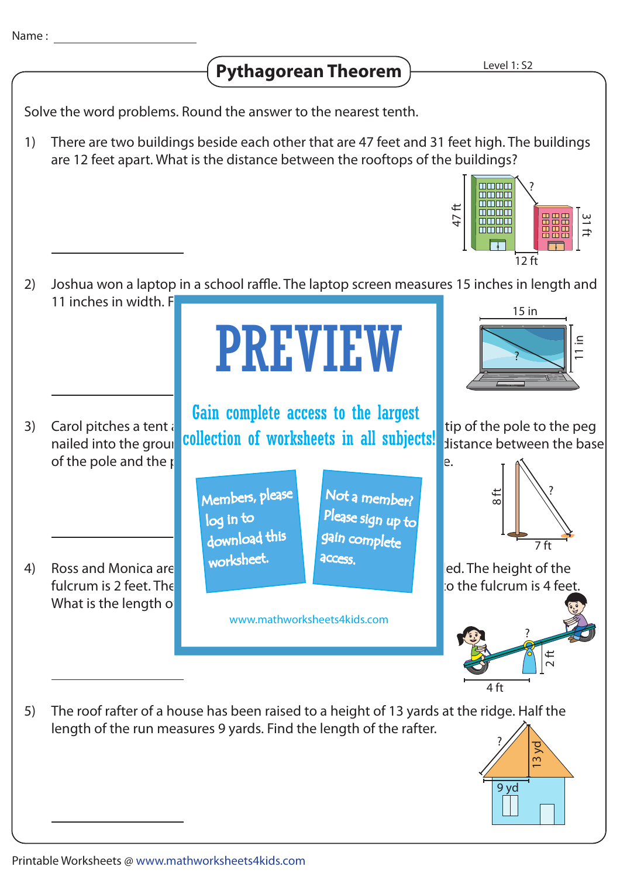Name : ____________________

# Pythagorean Theorem

Level 1: S2

Solve the word problems. Round the answer to the nearest tenth.

1) There are two buildings beside each other that are 47 feet and 31 feet high. The buildings are 12 feet apart. What is the distance between the rooftops of the buildings?

47 ft ? 31 ft 12 ft

____________________

2) Joshua won a laptop in a school raffle. The laptop screen measures 15 inches in length and 11 inches in width. F

15 in ? 11 in

____________________

3) Carol pitches a tent ... tip of the pole to the peg nailed into the grou... distance between the base of the pole and the p... e.

8 ft ? 7 ft

____________________

4) Ross and Monica are ... ed. The height of the fulcrum is 2 feet. The ... o the fulcrum is 4 feet. What is the length o...

? 2 ft 4 ft

____________________

PREVIEW

Gain complete access to the largest collection of worksheets in all subjects!

Members, please log in to download this worksheet.

Not a member? Please sign up to gain complete access.

www.mathworksheets4kids.com

5) The roof rafter of a house has been raised to a height of 13 yards at the ridge. Half the length of the run measures 9 yards. Find the length of the rafter.

? 13 yd 9 yd

____________________

Printable Worksheets @ www.mathworksheets4kids.com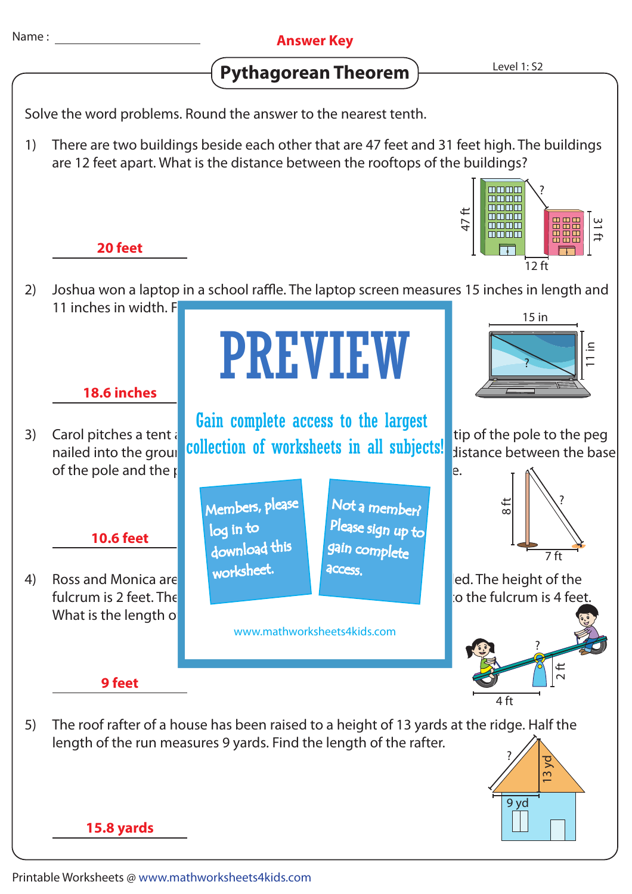Name : ____________________

**Answer Key**

# Pythagorean Theorem

Level 1: S2

Solve the word problems. Round the answer to the nearest tenth.

1) There are two buildings beside each other that are 47 feet and 31 feet high. The buildings are 12 feet apart. What is the distance between the rooftops of the buildings?

47 ft

?

31 ft

12 ft

**20 feet**

2) Joshua won a laptop in a school raffle. The laptop screen measures 15 inches in length and 11 inches in width. F

15 in

?

11 in

**18.6 inches**

3) Carol pitches a tent a ... tip of the pole to the peg nailed into the groun ... distance between the base of the pole and the p ... e.

8 ft

?

7 ft

**10.6 feet**

4) Ross and Monica are ... ed. The height of the fulcrum is 2 feet. The ... o the fulcrum is 4 feet. What is the length o

?

2 ft

4 ft

**9 feet**

**PREVIEW**

Gain complete access to the largest collection of worksheets in all subjects!

Members, please log in to download this worksheet.

Not a member? Please sign up to gain complete access.

www.mathworksheets4kids.com

5) The roof rafter of a house has been raised to a height of 13 yards at the ridge. Half the length of the run measures 9 yards. Find the length of the rafter.

?

13 yd

9 yd

**15.8 yards**

Printable Worksheets @ www.mathworksheets4kids.com